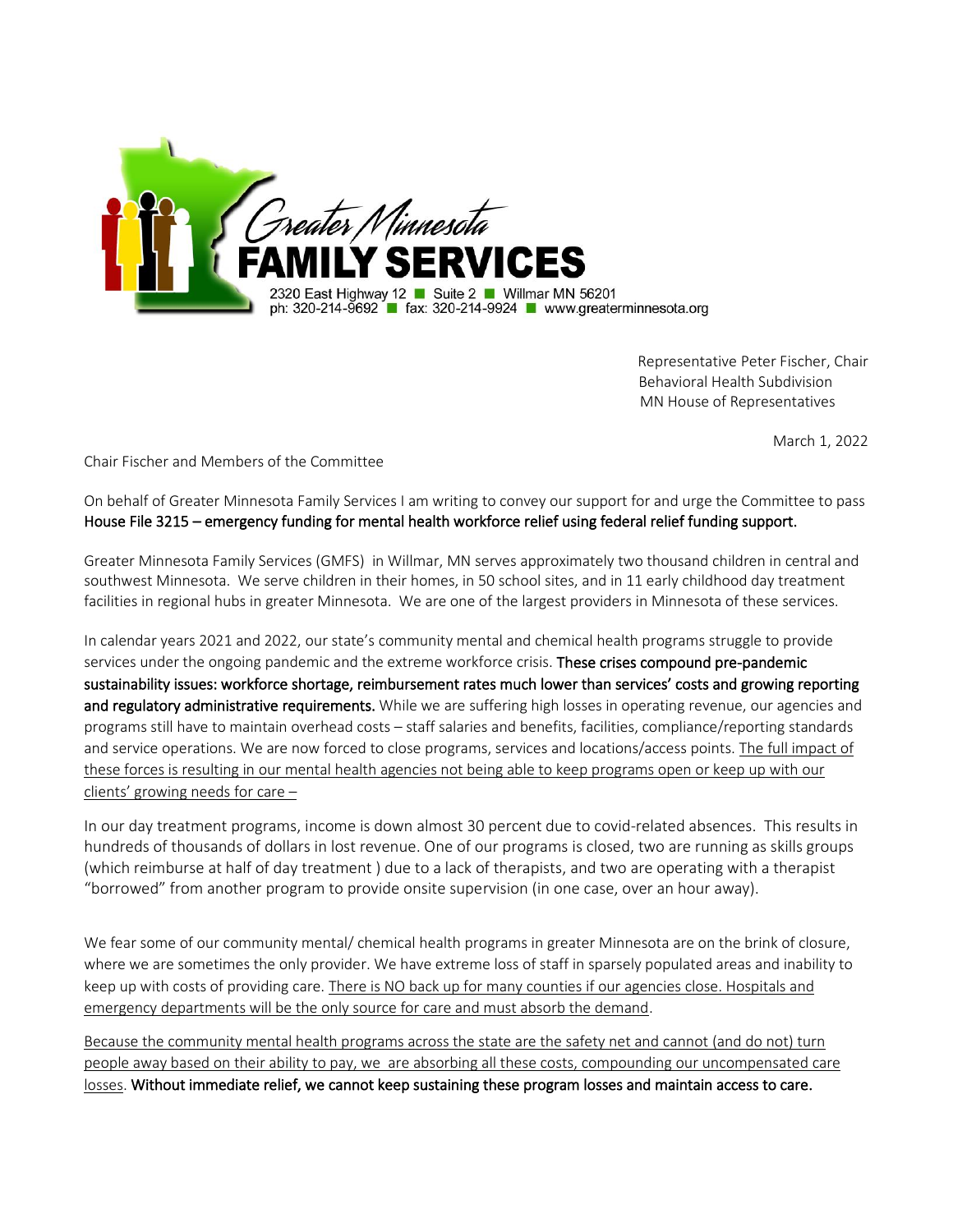Greater Minnesota
**FAMILY SERVICES**
2320 East Highway 12 ■ Suite 2 ■ Willmar MN 56201
ph: 320-214-9692 ■ fax: 320-214-9924 ■ www.greaterminnesota.org

Representative Peter Fischer, Chair
Behavioral Health Subdivision
MN House of Representatives

March 1, 2022

Chair Fischer and Members of the Committee

On behalf of Greater Minnesota Family Services I am writing to convey our support for and urge the Committee to pass **House File 3215 – emergency funding for mental health workforce relief using federal relief funding support.**

Greater Minnesota Family Services (GMFS) in Willmar, MN serves approximately two thousand children in central and southwest Minnesota. We serve children in their homes, in 50 school sites, and in 11 early childhood day treatment facilities in regional hubs in greater Minnesota. We are one of the largest providers in Minnesota of these services.

In calendar years 2021 and 2022, our state's community mental and chemical health programs struggle to provide services under the ongoing pandemic and the extreme workforce crisis. **These crises compound pre-pandemic sustainability issues: workforce shortage, reimbursement rates much lower than services' costs and growing reporting and regulatory administrative requirements.** While we are suffering high losses in operating revenue, our agencies and programs still have to maintain overhead costs – staff salaries and benefits, facilities, compliance/reporting standards and service operations. We are now forced to close programs, services and locations/access points. <u>The full impact of these forces is resulting in our mental health agencies not being able to keep programs open or keep up with our clients' growing needs for care –</u>

In our day treatment programs, income is down almost 30 percent due to covid-related absences. This results in hundreds of thousands of dollars in lost revenue. One of our programs is closed, two are running as skills groups (which reimburse at half of day treatment ) due to a lack of therapists, and two are operating with a therapist "borrowed" from another program to provide onsite supervision (in one case, over an hour away).

We fear some of our community mental/ chemical health programs in greater Minnesota are on the brink of closure, where we are sometimes the only provider. We have extreme loss of staff in sparsely populated areas and inability to keep up with costs of providing care. <u>There is NO back up for many counties if our agencies close. Hospitals and emergency departments will be the only source for care and must absorb the demand</u>.

<u>Because the community mental health programs across the state are the safety net and cannot (and do not) turn people away based on their ability to pay, we are absorbing all these costs, compounding our uncompensated care losses</u>. **Without immediate relief, we cannot keep sustaining these program losses and maintain access to care.**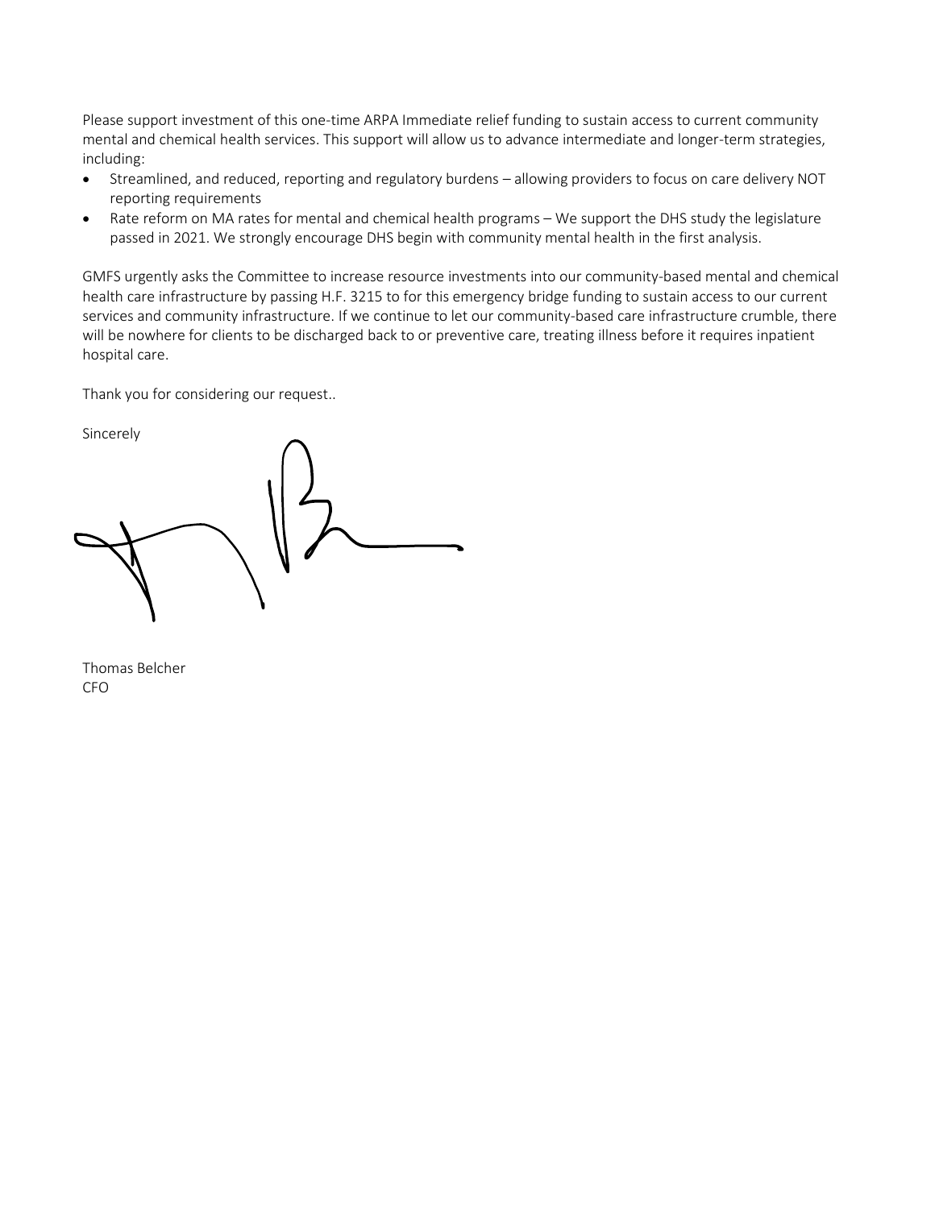Please support investment of this one-time ARPA Immediate relief funding to sustain access to current community mental and chemical health services. This support will allow us to advance intermediate and longer-term strategies, including:

- Streamlined, and reduced, reporting and regulatory burdens – allowing providers to focus on care delivery NOT reporting requirements
- Rate reform on MA rates for mental and chemical health programs – We support the DHS study the legislature passed in 2021. We strongly encourage DHS begin with community mental health in the first analysis.

GMFS urgently asks the Committee to increase resource investments into our community-based mental and chemical health care infrastructure by passing H.F. 3215 to for this emergency bridge funding to sustain access to our current services and community infrastructure. If we continue to let our community-based care infrastructure crumble, there will be nowhere for clients to be discharged back to or preventive care, treating illness before it requires inpatient hospital care.

Thank you for considering our request..

Sincerely

Thomas Belcher
CFO